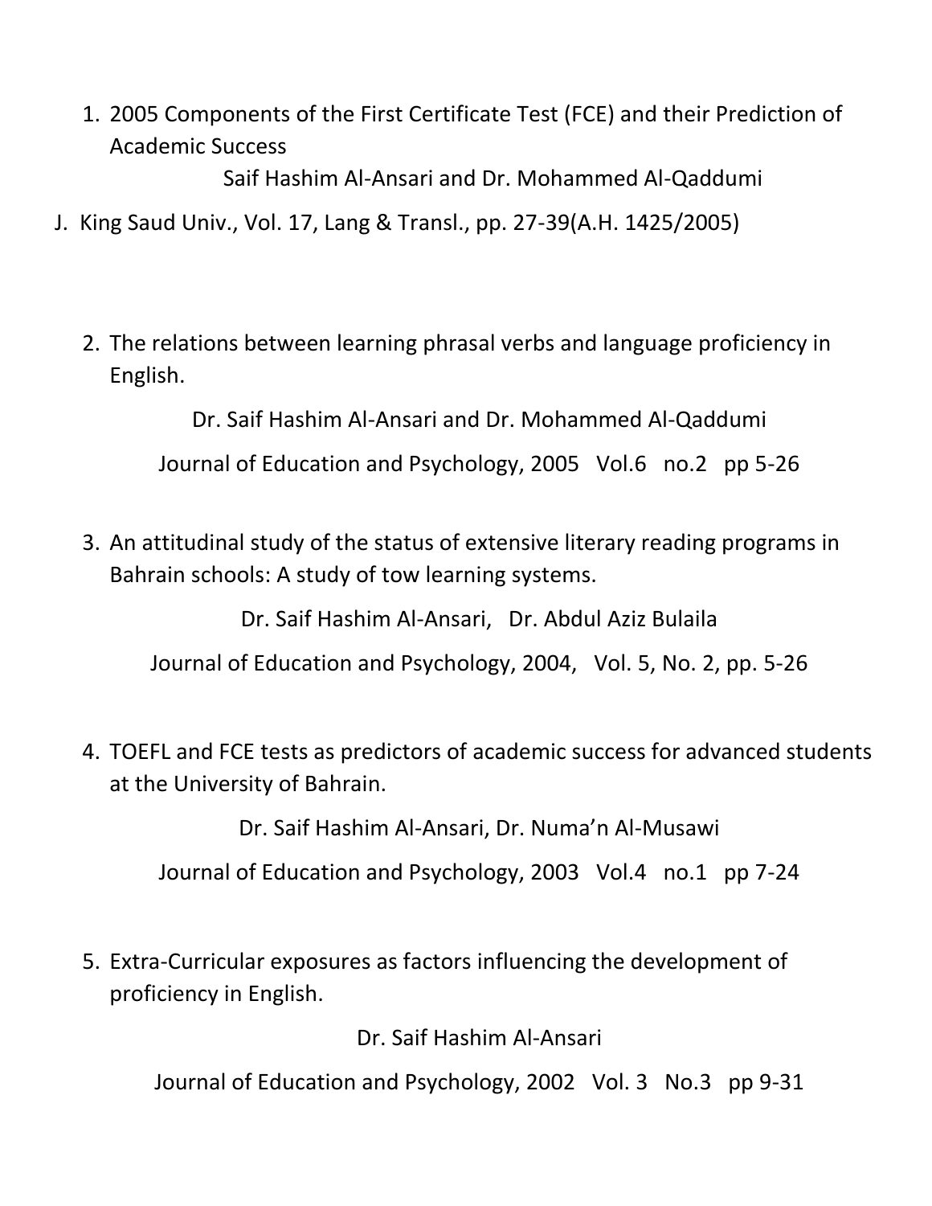1. 2005 Components of the First Certificate Test (FCE) and their Prediction of Academic Success

   Saif Hashim Al-Ansari and Dr. Mohammed Al-Qaddumi

J. King Saud Univ., Vol. 17, Lang & Transl., pp. 27-39(A.H. 1425/2005)

2. The relations between learning phrasal verbs and language proficiency in English.

   Dr. Saif Hashim Al-Ansari and Dr. Mohammed Al-Qaddumi

   Journal of Education and Psychology, 2005 Vol.6 no.2 pp 5-26

3. An attitudinal study of the status of extensive literary reading programs in Bahrain schools: A study of tow learning systems.

   Dr. Saif Hashim Al-Ansari, Dr. Abdul Aziz Bulaila

   Journal of Education and Psychology, 2004, Vol. 5, No. 2, pp. 5-26

4. TOEFL and FCE tests as predictors of academic success for advanced students at the University of Bahrain.

   Dr. Saif Hashim Al-Ansari, Dr. Numa'n Al-Musawi

   Journal of Education and Psychology, 2003 Vol.4 no.1 pp 7-24

5. Extra-Curricular exposures as factors influencing the development of proficiency in English.

   Dr. Saif Hashim Al-Ansari

   Journal of Education and Psychology, 2002 Vol. 3 No.3 pp 9-31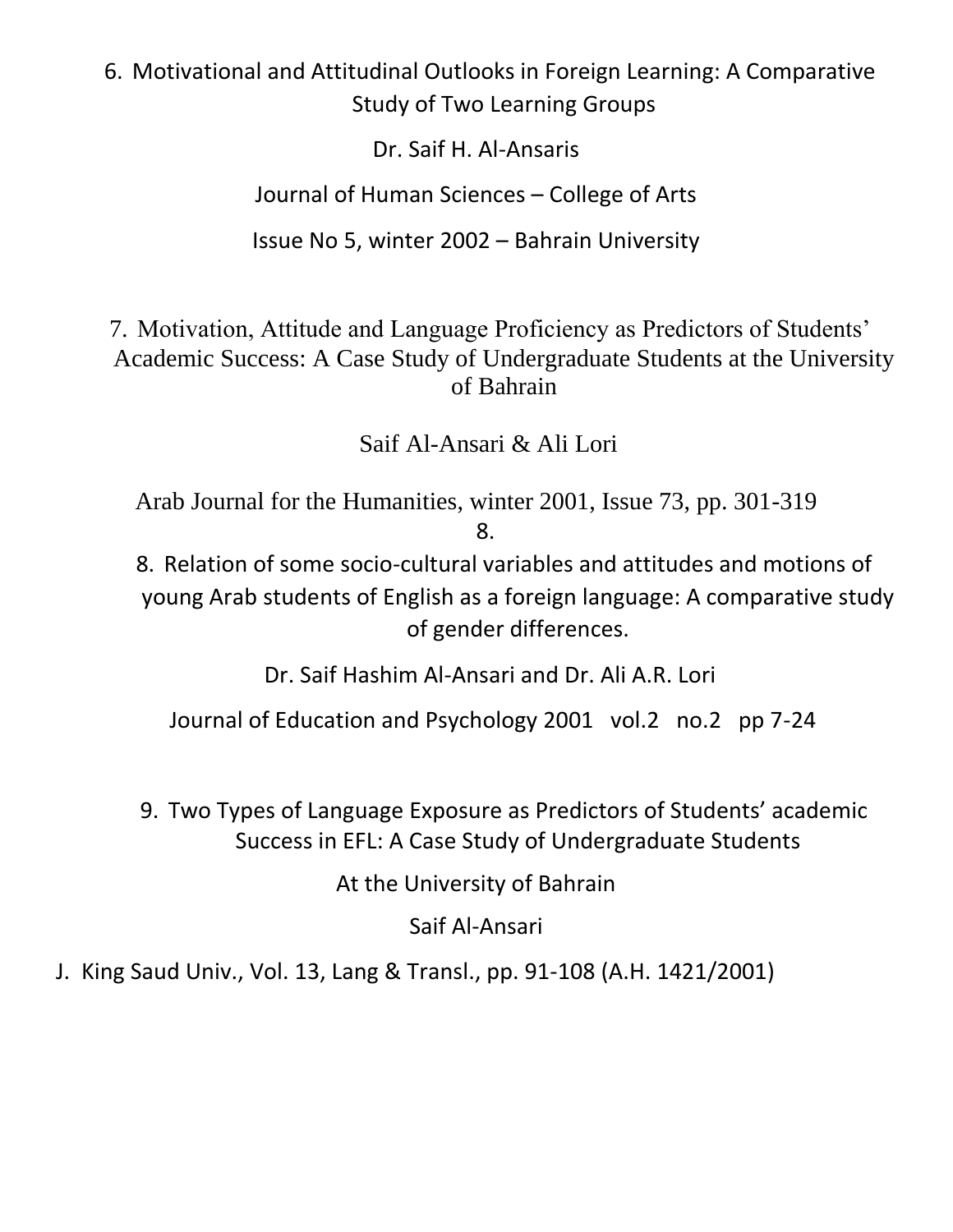6. Motivational and Attitudinal Outlooks in Foreign Learning: A Comparative Study of Two Learning Groups

Dr. Saif H. Al-Ansaris

Journal of Human Sciences – College of Arts

Issue No 5, winter 2002 – Bahrain University

7. Motivation, Attitude and Language Proficiency as Predictors of Students' Academic Success: A Case Study of Undergraduate Students at the University of Bahrain

Saif Al-Ansari & Ali Lori

Arab Journal for the Humanities, winter 2001, Issue 73, pp. 301-319

8.

8. Relation of some socio-cultural variables and attitudes and motions of young Arab students of English as a foreign language: A comparative study of gender differences.

Dr. Saif Hashim Al-Ansari and Dr. Ali A.R. Lori

Journal of Education and Psychology 2001 vol.2 no.2 pp 7-24

9. Two Types of Language Exposure as Predictors of Students' academic Success in EFL: A Case Study of Undergraduate Students

At the University of Bahrain

Saif Al-Ansari

J. King Saud Univ., Vol. 13, Lang & Transl., pp. 91-108 (A.H. 1421/2001)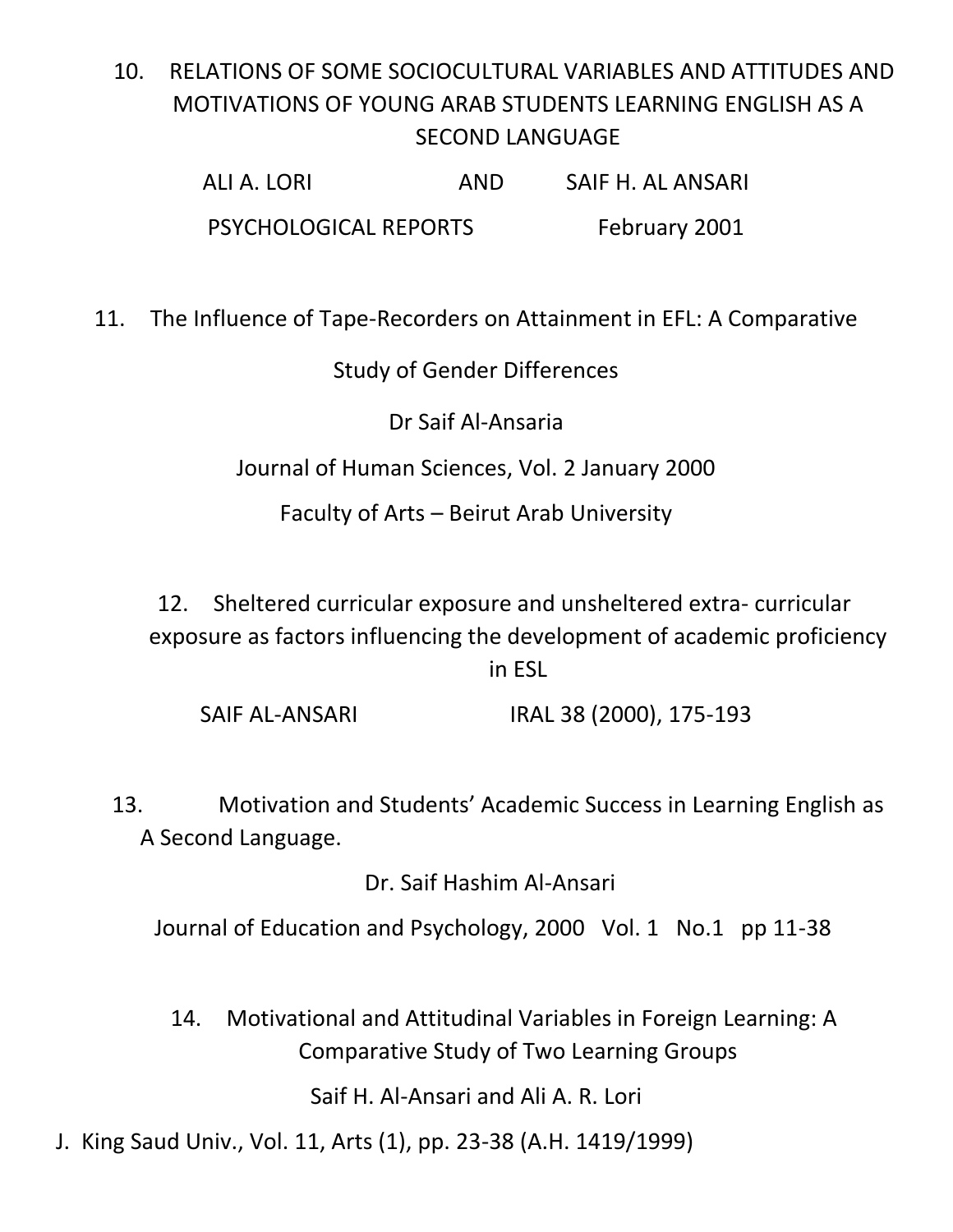10. RELATIONS OF SOME SOCIOCULTURAL VARIABLES AND ATTITUDES AND MOTIVATIONS OF YOUNG ARAB STUDENTS LEARNING ENGLISH AS A SECOND LANGUAGE

ALI A. LORI AND SAIF H. AL ANSARI

PSYCHOLOGICAL REPORTS February 2001

11. The Influence of Tape-Recorders on Attainment in EFL: A Comparative Study of Gender Differences

Dr Saif Al-Ansaria

Journal of Human Sciences, Vol. 2 January 2000

Faculty of Arts – Beirut Arab University

12. Sheltered curricular exposure and unsheltered extra- curricular exposure as factors influencing the development of academic proficiency in ESL

SAIF AL-ANSARI IRAL 38 (2000), 175-193

13. Motivation and Students' Academic Success in Learning English as A Second Language.

Dr. Saif Hashim Al-Ansari

Journal of Education and Psychology, 2000 Vol. 1 No.1 pp 11-38

14. Motivational and Attitudinal Variables in Foreign Learning: A Comparative Study of Two Learning Groups

Saif H. Al-Ansari and Ali A. R. Lori

J. King Saud Univ., Vol. 11, Arts (1), pp. 23-38 (A.H. 1419/1999)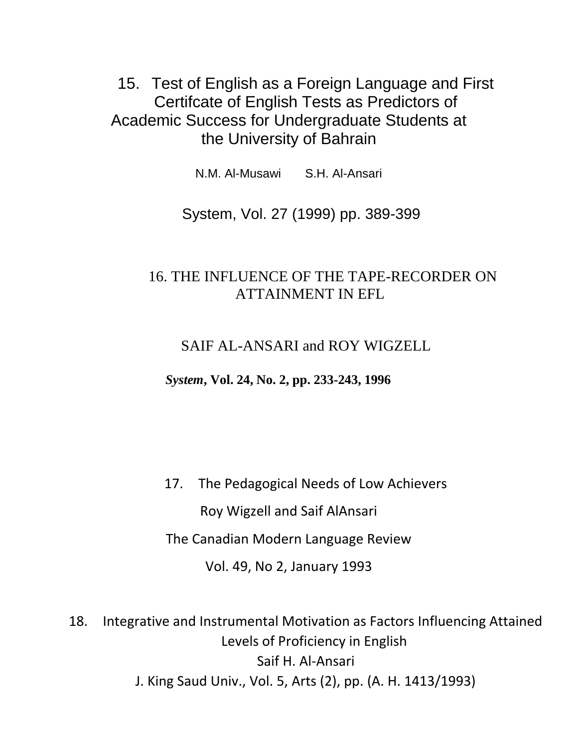## 15. Test of English as a Foreign Language and First Certifcate of English Tests as Predictors of Academic Success for Undergraduate Students at the University of Bahrain

N.M. Al-Musawi S.H. Al-Ansari

System, Vol. 27 (1999) pp. 389-399

## 16. THE INFLUENCE OF THE TAPE-RECORDER ON ATTAINMENT IN EFL

SAIF AL-ANSARI and ROY WIGZELL

***System*, Vol. 24, No. 2, pp. 233-243, 1996**

## 17. The Pedagogical Needs of Low Achievers

Roy Wigzell and Saif AlAnsari

The Canadian Modern Language Review

Vol. 49, No 2, January 1993

## 18. Integrative and Instrumental Motivation as Factors Influencing Attained Levels of Proficiency in English

Saif H. Al-Ansari

J. King Saud Univ., Vol. 5, Arts (2), pp. (A. H. 1413/1993)